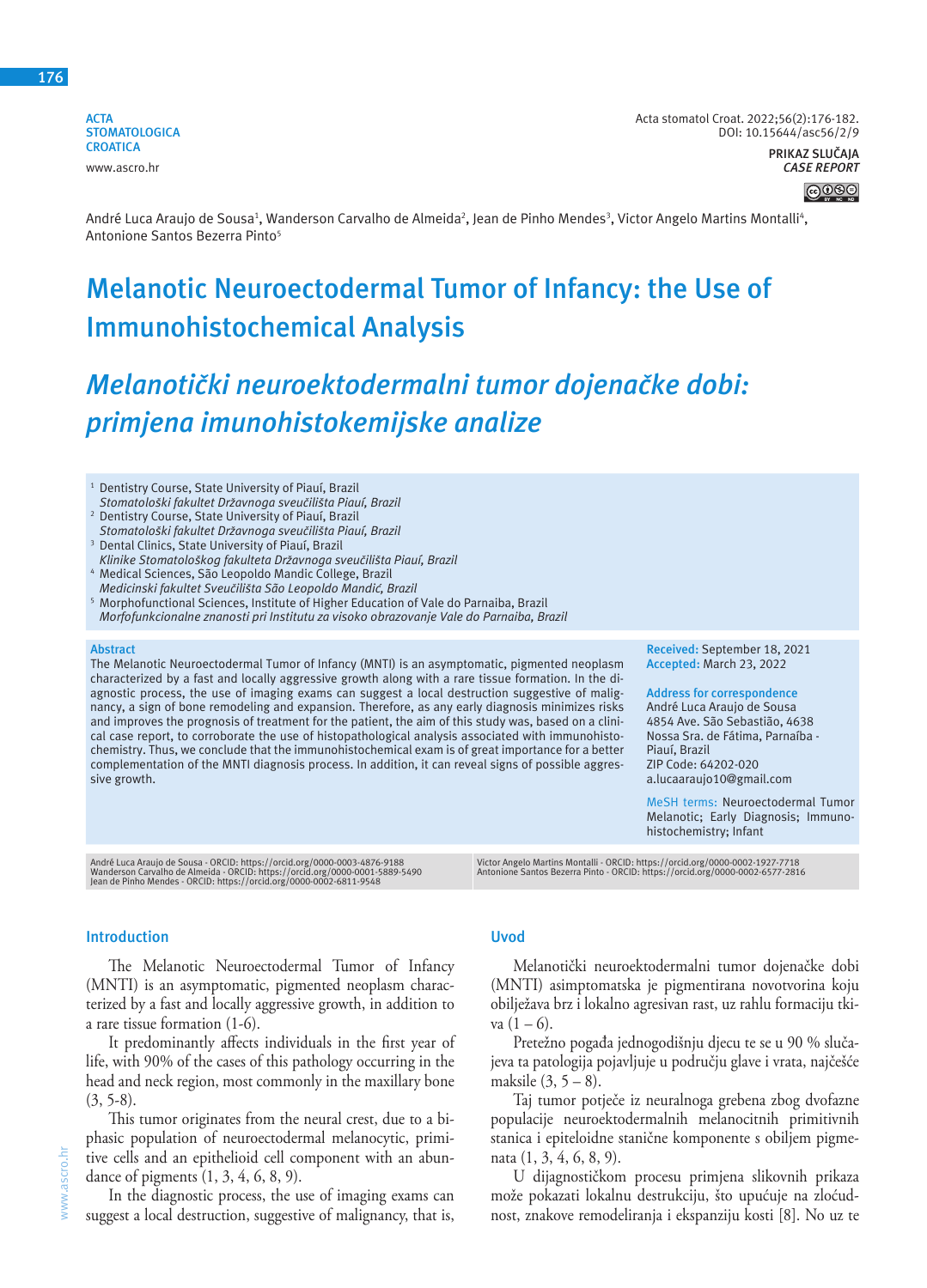ACTA STOMATOLOGICA CROATICA
www.ascro.hr

Acta stomatol Croat. 2022;56(2):176-182.
DOI: 10.15644/asc56/2/9

PRIKAZ SLUČAJA
*CASE REPORT*

André Luca Araujo de Sousa[1], Wanderson Carvalho de Almeida[2], Jean de Pinho Mendes[3], Victor Angelo Martins Montalli[4], Antonione Santos Bezerra Pinto[5]

# Melanotic Neuroectodermal Tumor of Infancy: the Use of Immunohistochemical Analysis

# *Melanotički neuroektodermalni tumor dojenačke dobi: primjena imunohistokemijske analize*

[1] Dentistry Course, State University of Piauí, Brazil
*Stomatološki fakultet Državnoga sveučilišta Piauí, Brazil*
[2] Dentistry Course, State University of Piauí, Brazil
*Stomatološki fakultet Državnoga sveučilišta Piauí, Brazil*
[3] Dental Clinics, State University of Piauí, Brazil
*Klinike Stomatološkog fakulteta Državnoga sveučilišta Piauí, Brazil*
[4] Medical Sciences, São Leopoldo Mandic College, Brazil
*Medicinski fakultet Sveučilišta São Leopoldo Mandić, Brazil*
[5] Morphofunctional Sciences, Institute of Higher Education of Vale do Parnaiba, Brazil
*Morfofunkcionalne znanosti pri Institutu za visoko obrazovanje Vale do Parnaiba, Brazil*

## Abstract

The Melanotic Neuroectodermal Tumor of Infancy (MNTI) is an asymptomatic, pigmented neoplasm characterized by a fast and locally aggressive growth along with a rare tissue formation. In the diagnostic process, the use of imaging exams can suggest a local destruction suggestive of malignancy, a sign of bone remodeling and expansion. Therefore, as any early diagnosis minimizes risks and improves the prognosis of treatment for the patient, the aim of this study was, based on a clinical case report, to corroborate the use of histopathological analysis associated with immunohistochemistry. Thus, we conclude that the immunohistochemical exam is of great importance for a better complementation of the MNTI diagnosis process. In addition, it can reveal signs of possible aggressive growth.

**Received:** September 18, 2021
**Accepted:** March 23, 2022

**Address for correspondence**
André Luca Araujo de Sousa
4854 Ave. São Sebastião, 4638
Nossa Sra. de Fátima, Parnaíba - Piauí, Brazil
ZIP Code: 64202-020
a.lucaaraujo10@gmail.com

**MeSH terms:** Neuroectodermal Tumor Melanotic; Early Diagnosis; Immunohistochemistry; Infant

André Luca Araujo de Sousa - ORCID: https://orcid.org/0000-0003-4876-9188
Wanderson Carvalho de Almeida - ORCID: https://orcid.org/0000-0001-5889-5490
Jean de Pinho Mendes - ORCID: https://orcid.org/0000-0002-6811-9548
Victor Angelo Martins Montalli - ORCID: https://orcid.org/0000-0002-1927-7718
Antonione Santos Bezerra Pinto - ORCID: https://orcid.org/0000-0002-6577-2816

## Introduction

The Melanotic Neuroectodermal Tumor of Infancy (MNTI) is an asymptomatic, pigmented neoplasm characterized by a fast and locally aggressive growth, in addition to a rare tissue formation (1-6).

It predominantly affects individuals in the first year of life, with 90% of the cases of this pathology occurring in the head and neck region, most commonly in the maxillary bone (3, 5-8).

This tumor originates from the neural crest, due to a biphasic population of neuroectodermal melanocytic, primitive cells and an epithelioid cell component with an abundance of pigments (1, 3, 4, 6, 8, 9).

In the diagnostic process, the use of imaging exams can suggest a local destruction, suggestive of malignancy, that is,

## Uvod

Melanotički neuroektodermalni tumor dojenačke dobi (MNTI) asimptomatska je pigmentirana novotvorina koju obilježava brz i lokalno agresivan rast, uz rahlu formaciju tkiva (1 – 6).

Pretežno pogađa jednogodišnju djecu te se u 90 % slučajeva ta patologija pojavljuje u području glave i vrata, najčešće maksile (3, 5 – 8).

Taj tumor potječe iz neuralnoga grebena zbog dvofazne populacije neuroektodermalnih melanocitnih primitivnih stanica i epiteloidne stanične komponente s obiljem pigmenata (1, 3, 4, 6, 8, 9).

U dijagnostičkom procesu primjena slikovnih prikaza može pokazati lokalnu destrukciju, što upućuje na zloćudnost, znakove remodeliranja i ekspanziju kosti [8]. No uz te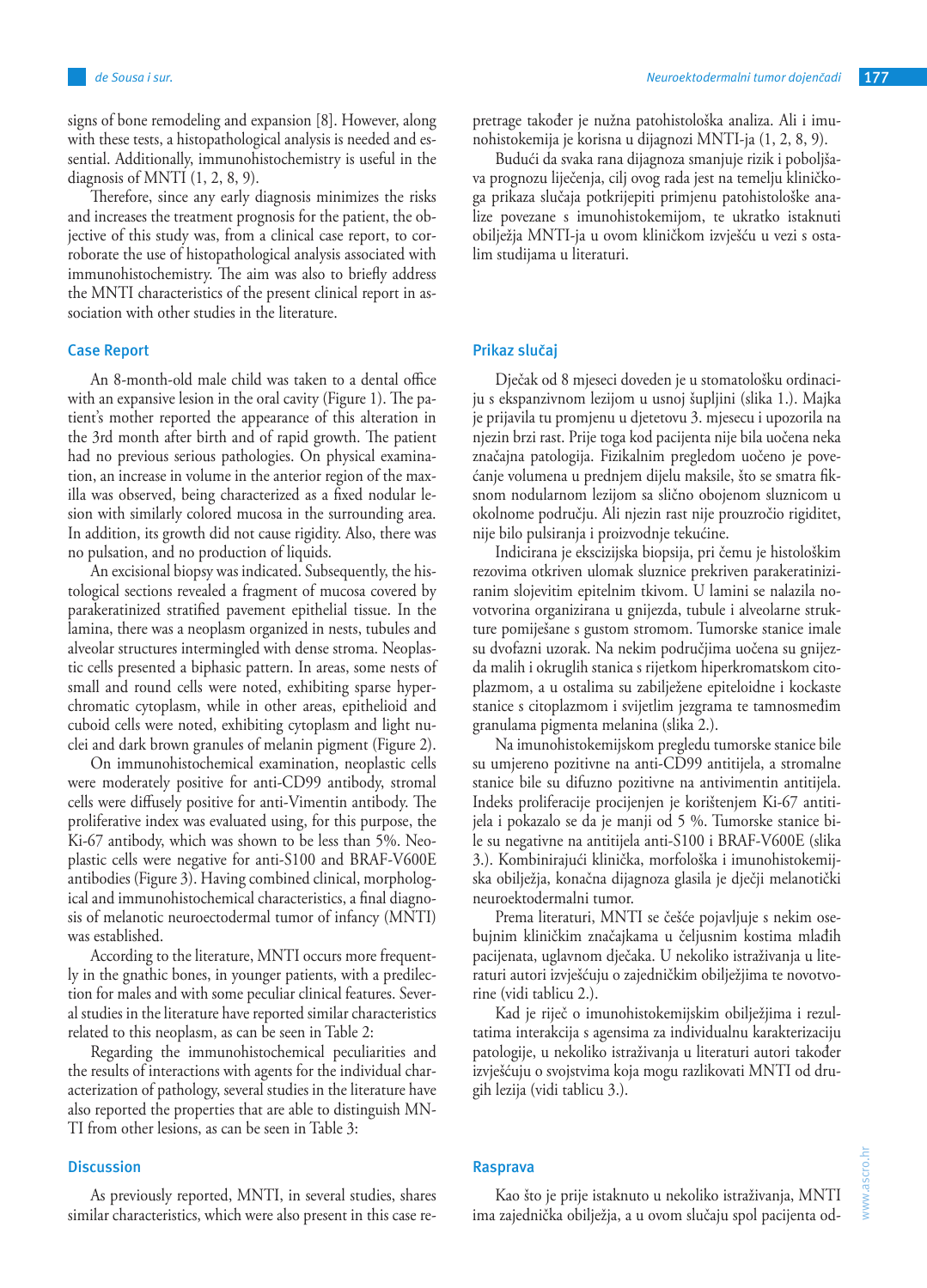signs of bone remodeling and expansion [8]. However, along with these tests, a histopathological analysis is needed and essential. Additionally, immunohistochemistry is useful in the diagnosis of MNTI (1, 2, 8, 9).

Therefore, since any early diagnosis minimizes the risks and increases the treatment prognosis for the patient, the objective of this study was, from a clinical case report, to corroborate the use of histopathological analysis associated with immunohistochemistry. The aim was also to briefly address the MNTI characteristics of the present clinical report in association with other studies in the literature.

## Case Report

An 8-month-old male child was taken to a dental office with an expansive lesion in the oral cavity (Figure 1). The patient's mother reported the appearance of this alteration in the 3rd month after birth and of rapid growth. The patient had no previous serious pathologies. On physical examination, an increase in volume in the anterior region of the maxilla was observed, being characterized as a fixed nodular lesion with similarly colored mucosa in the surrounding area. In addition, its growth did not cause rigidity. Also, there was no pulsation, and no production of liquids.

An excisional biopsy was indicated. Subsequently, the histological sections revealed a fragment of mucosa covered by parakeratinized stratified pavement epithelial tissue. In the lamina, there was a neoplasm organized in nests, tubules and alveolar structures intermingled with dense stroma. Neoplastic cells presented a biphasic pattern. In areas, some nests of small and round cells were noted, exhibiting sparse hyperchromatic cytoplasm, while in other areas, epithelioid and cuboid cells were noted, exhibiting cytoplasm and light nuclei and dark brown granules of melanin pigment (Figure 2).

On immunohistochemical examination, neoplastic cells were moderately positive for anti-CD99 antibody, stromal cells were diffusely positive for anti-Vimentin antibody. The proliferative index was evaluated using, for this purpose, the Ki-67 antibody, which was shown to be less than 5%. Neoplastic cells were negative for anti-S100 and BRAF-V600E antibodies (Figure 3). Having combined clinical, morphological and immunohistochemical characteristics, a final diagnosis of melanotic neuroectodermal tumor of infancy (MNTI) was established.

According to the literature, MNTI occurs more frequently in the gnathic bones, in younger patients, with a predilection for males and with some peculiar clinical features. Several studies in the literature have reported similar characteristics related to this neoplasm, as can be seen in Table 2:

Regarding the immunohistochemical peculiarities and the results of interactions with agents for the individual characterization of pathology, several studies in the literature have also reported the properties that are able to distinguish MNTI from other lesions, as can be seen in Table 3:

## Discussion

As previously reported, MNTI, in several studies, shares similar characteristics, which were also present in this case re-

pretrage također je nužna patohistološka analiza. Ali i imunohistokemija je korisna u dijagnozi MNTI-ja (1, 2, 8, 9).

Budući da svaka rana dijagnoza smanjuje rizik i poboljšava prognozu liječenja, cilj ovog rada jest na temelju kliničkoga prikaza slučaja potkrijepiti primjenu patohistološke analize povezane s imunohistokemijom, te ukratko istaknuti obilježja MNTI-ja u ovom kliničkom izvješću u vezi s ostalim studijama u literaturi.

## Prikaz slučaj

Dječak od 8 mjeseci doveden je u stomatološku ordinaciju s ekspanzivnom lezijom u usnoj šupljini (slika 1.). Majka je prijavila tu promjenu u djetetovu 3. mjesecu i upozorila na njezin brzi rast. Prije toga kod pacijenta nije bila uočena neka značajna patologija. Fizikalnim pregledom uočeno je povećanje volumena u prednjem dijelu maksile, što se smatra fiksnom nodularnom lezijom sa slično obojenom sluznicom u okolnome području. Ali njezin rast nije prouzročio rigiditet, nije bilo pulsiranja i proizvodnje tekućine.

Indicirana je ekscizijska biopsija, pri čemu je histološkim rezovima otkriven ulomak sluznice prekriven parakeratiniziranim slojevitim epitelnim tkivom. U lamini se nalazila novotvorina organizirana u gnijezda, tubule i alveolarne strukture pomiješane s gustom stromom. Tumorske stanice imale su dvofazni uzorak. Na nekim područjima uočena su gnijezda malih i okruglih stanica s rijetkom hiperkromatskom citoplazmom, a u ostalima su zabilježene epiteloidne i kockaste stanice s citoplazmom i svijetlim jezgrama te tamnosmeđim granulama pigmenta melanina (slika 2.).

Na imunohistokemijskom pregledu tumorske stanice bile su umjereno pozitivne na anti-CD99 antitijela, a stromalne stanice bile su difuzno pozitivne na antivimentin antitijela. Indeks proliferacije procijenjen je korištenjem Ki-67 antitijela i pokazalo se da je manji od 5 %. Tumorske stanice bile su negativne na antitijela anti-S100 i BRAF-V600E (slika 3.). Kombinirajući klinička, morfološka i imunohistokemijska obilježja, konačna dijagnoza glasila je dječji melanotički neuroektodermalni tumor.

Prema literaturi, MNTI se češće pojavljuje s nekim osebujnim kliničkim značajkama u čeljusnim kostima mlađih pacijenata, uglavnom dječaka. U nekoliko istraživanja u literaturi autori izvješćuju o zajedničkim obilježjima te novotvorine (vidi tablicu 2.).

Kad je riječ o imunohistokemijskim obilježjima i rezultatima interakcija s agensima za individualnu karakterizaciju patologije, u nekoliko istraživanja u literaturi autori također izvješćuju o svojstvima koja mogu razlikovati MNTI od drugih lezija (vidi tablicu 3.).

## Rasprava

Kao što je prije istaknuto u nekoliko istraživanja, MNTI ima zajednička obilježja, a u ovom slučaju spol pacijenta od-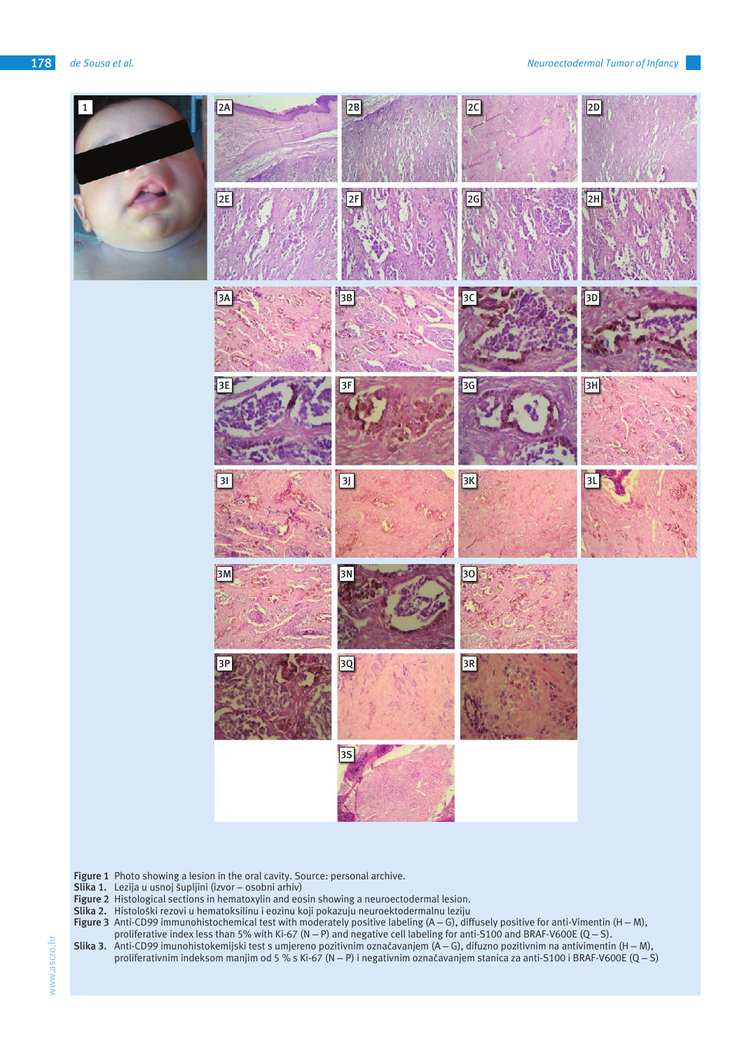**Figure 1** Photo showing a lesion in the oral cavity. Source: personal archive.
**Slika 1.** Lezija u usnoj šupljini (izvor – osobni arhiv)
**Figure 2** Histological sections in hematoxylin and eosin showing a neuroectodermal lesion.
**Slika 2.** Histološki rezovi u hematoksilinu i eozinu koji pokazuju neuroektodermalnu leziju
**Figure 3** Anti-CD99 immunohistochemical test with moderately positive labeling (A – G), diffusely positive for anti-Vimentin (H – M), proliferative index less than 5% with Ki-67 (N – P) and negative cell labeling for anti-S100 and BRAF-V600E (Q – S).
**Slika 3.** Anti-CD99 imunohistokemijski test s umjereno pozitivnim označavanjem (A – G), difuzno pozitivnim na antivimentin (H – M), proliferativnim indeksom manjim od 5 % s Ki-67 (N – P) i negativnim označavanjem stanica za anti-S100 i BRAF-V600E (Q – S)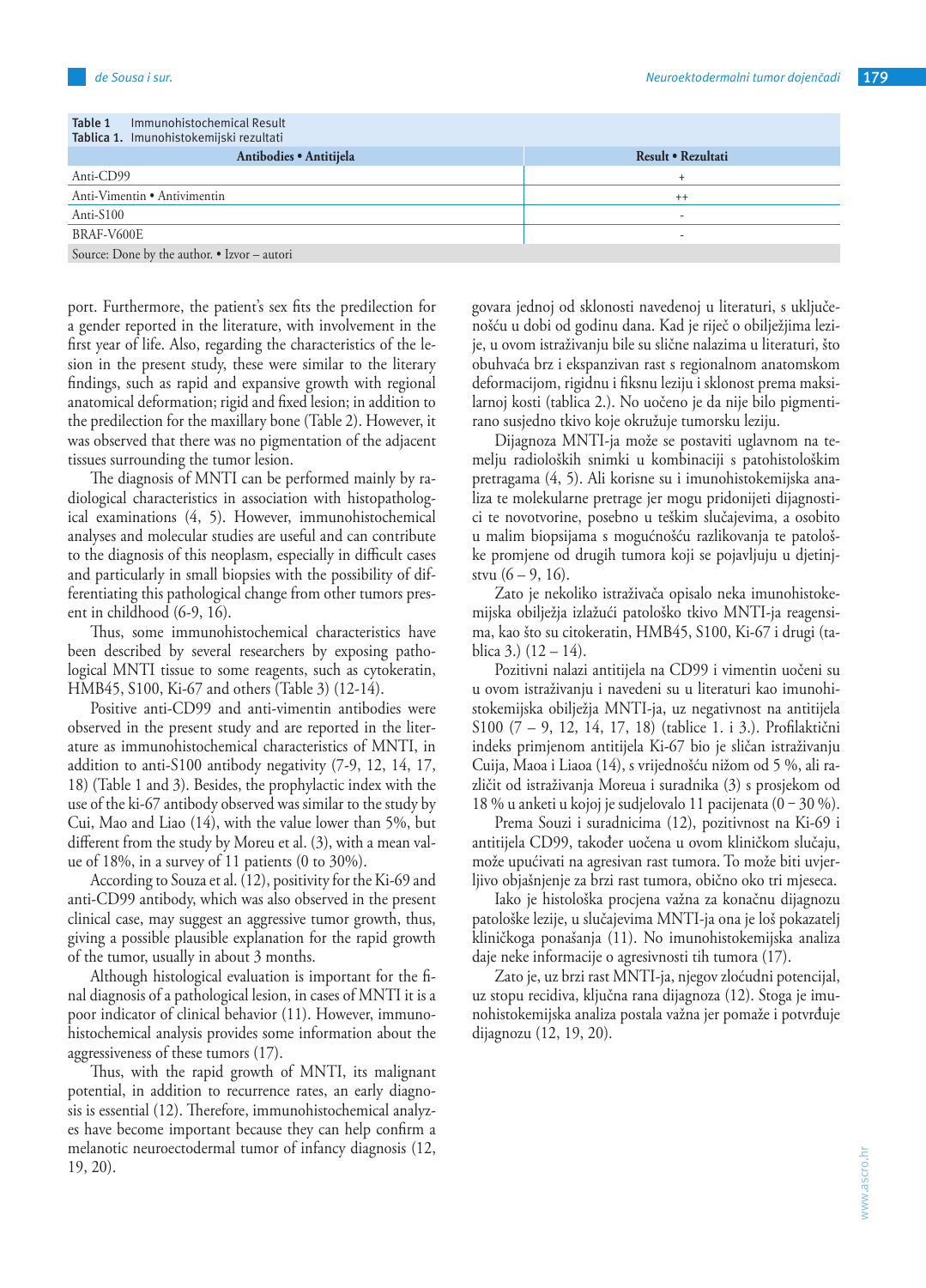**Table 1** Immunohistochemical Result
**Tablica 1.** Imunohistokemijski rezultati

| Antibodies • Antitijela | Result • Rezultati |
|---|---|
| Anti-CD99 | + |
| Anti-Vimentin • Antivimentin | ++ |
| Anti-S100 | - |
| BRAF-V600E | - |

Source: Done by the author. • Izvor – autori

port. Furthermore, the patient's sex fits the predilection for a gender reported in the literature, with involvement in the first year of life. Also, regarding the characteristics of the lesion in the present study, these were similar to the literary findings, such as rapid and expansive growth with regional anatomical deformation; rigid and fixed lesion; in addition to the predilection for the maxillary bone (Table 2). However, it was observed that there was no pigmentation of the adjacent tissues surrounding the tumor lesion.

The diagnosis of MNTI can be performed mainly by radiological characteristics in association with histopathological examinations (4, 5). However, immunohistochemical analyses and molecular studies are useful and can contribute to the diagnosis of this neoplasm, especially in difficult cases and particularly in small biopsies with the possibility of differentiating this pathological change from other tumors present in childhood (6-9, 16).

Thus, some immunohistochemical characteristics have been described by several researchers by exposing pathological MNTI tissue to some reagents, such as cytokeratin, HMB45, S100, Ki-67 and others (Table 3) (12-14).

Positive anti-CD99 and anti-vimentin antibodies were observed in the present study and are reported in the literature as immunohistochemical characteristics of MNTI, in addition to anti-S100 antibody negativity (7-9, 12, 14, 17, 18) (Table 1 and 3). Besides, the prophylactic index with the use of the ki-67 antibody observed was similar to the study by Cui, Mao and Liao (14), with the value lower than 5%, but different from the study by Moreu et al. (3), with a mean value of 18%, in a survey of 11 patients (0 to 30%).

According to Souza et al. (12), positivity for the Ki-69 and anti-CD99 antibody, which was also observed in the present clinical case, may suggest an aggressive tumor growth, thus, giving a possible plausible explanation for the rapid growth of the tumor, usually in about 3 months.

Although histological evaluation is important for the final diagnosis of a pathological lesion, in cases of MNTI it is a poor indicator of clinical behavior (11). However, immunohistochemical analysis provides some information about the aggressiveness of these tumors (17).

Thus, with the rapid growth of MNTI, its malignant potential, in addition to recurrence rates, an early diagnosis is essential (12). Therefore, immunohistochemical analyzes have become important because they can help confirm a melanotic neuroectodermal tumor of infancy diagnosis (12, 19, 20).

govara jednoj od sklonosti navedenoj u literaturi, s uključenošću u dobi od godinu dana. Kad je riječ o obilježjima lezije, u ovom istraživanju bile su slične nalazima u literaturi, što obuhvaća brz i ekspanzivan rast s regionalnom anatomskom deformacijom, rigidnu i fiksnu leziju i sklonost prema maksilarnoj kosti (tablica 2.). No uočeno je da nije bilo pigmentirano susjedno tkivo koje okružuje tumorsku leziju.

Dijagnoza MNTI-ja može se postaviti uglavnom na temelju radioloških snimki u kombinaciji s patohistološkim pretragama (4, 5). Ali korisne su i imunohistokemijska analiza te molekularne pretrage jer mogu pridonijeti dijagnostici te novotvorine, posebno u teškim slučajevima, a osobito u malim biopsijama s mogućnošću razlikovanja te patološke promjene od drugih tumora koji se pojavljuju u djetinjstvu (6 – 9, 16).

Zato je nekoliko istraživača opisalo neka imunohistokemijska obilježja izlažući patološko tkivo MNTI-ja reagensima, kao što su citokeratin, HMB45, S100, Ki-67 i drugi (tablica 3.) (12 – 14).

Pozitivni nalazi antitijela na CD99 i vimentin uočeni su u ovom istraživanju i navedeni su u literaturi kao imunohistokemijska obilježja MNTI-ja, uz negativnost na antitijela S100 (7 – 9, 12, 14, 17, 18) (tablice 1. i 3.). Profilaktični indeks primjenom antitijela Ki-67 bio je sličan istraživanju Cuija, Maoa i Liaoa (14), s vrijednošću nižom od 5 %, ali različit od istraživanja Moreua i suradnika (3) s prosjekom od 18 % u anketi u kojoj je sudjelovalo 11 pacijenata (0 – 30 %).

Prema Souzi i suradnicima (12), pozitivnost na Ki-69 i antitijela CD99, također uočena u ovom kliničkom slučaju, može upućivati na agresivan rast tumora. To može biti uvjerljivo objašnjenje za brzi rast tumora, obično oko tri mjeseca.

Iako je histološka procjena važna za konačnu dijagnozu patološke lezije, u slučajevima MNTI-ja ona je loš pokazatelj kliničkoga ponašanja (11). No imunohistokemijska analiza daje neke informacije o agresivnosti tih tumora (17).

Zato je, uz brzi rast MNTI-ja, njegov zloćudni potencijal, uz stopu recidiva, ključna rana dijagnoza (12). Stoga je imunohistokemijska analiza postala važna jer pomaže i potvrđuje dijagnozu (12, 19, 20).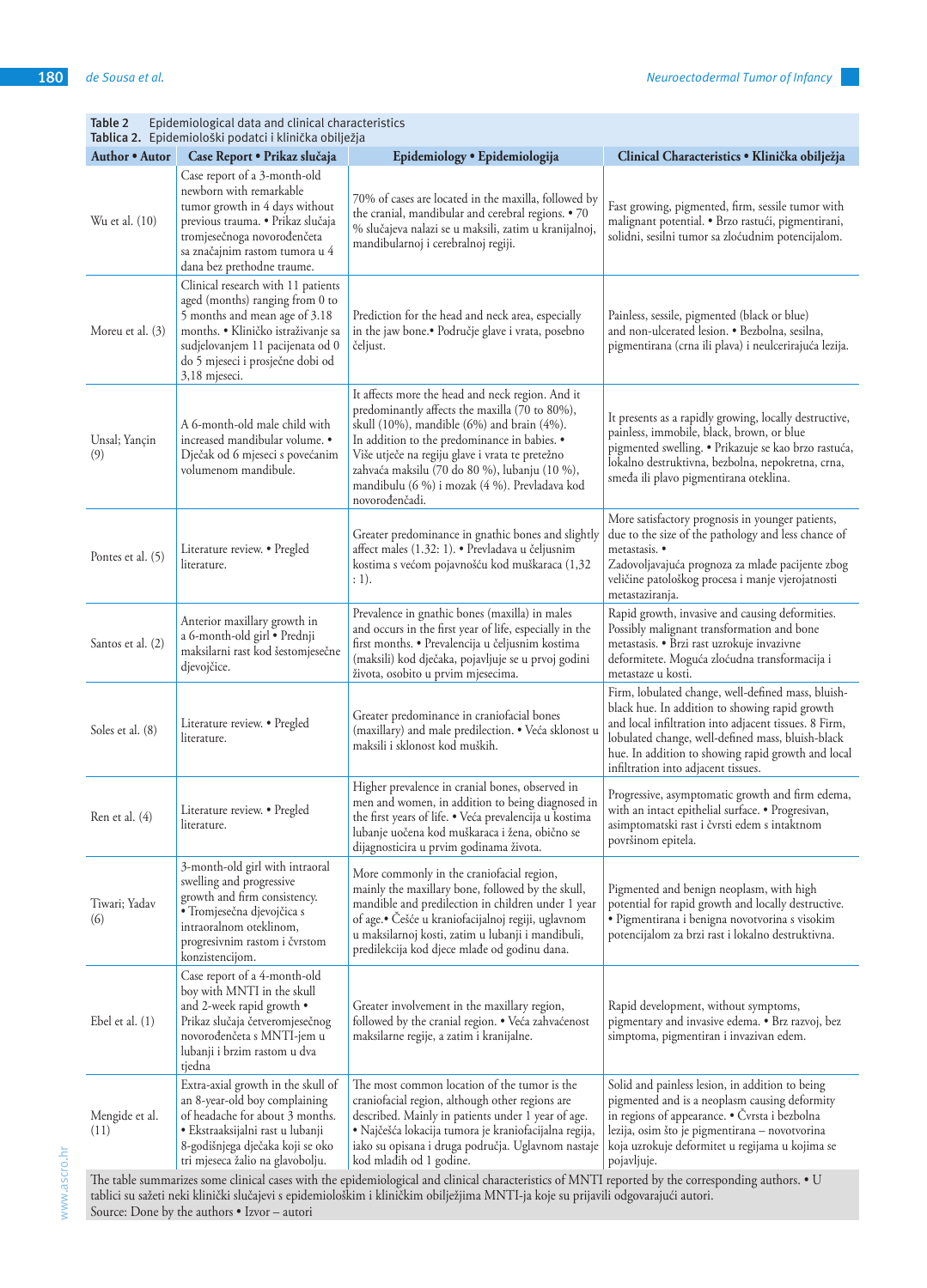**Table 2** Epidemiological data and clinical characteristics
**Tablica 2.** Epidemiološki podatci i klinička obilježja

| Author • Autor | Case Report • Prikaz slučaja | Epidemiology • Epidemiologija | Clinical Characteristics • Klinička obilježja |
|---|---|---|---|
| Wu et al. (10) | Case report of a 3-month-old newborn with remarkable tumor growth in 4 days without previous trauma. • Prikaz slučaja tromjesečnoga novorođenčeta sa značajnim rastom tumora u 4 dana bez prethodne traume. | 70% of cases are located in the maxilla, followed by the cranial, mandibular and cerebral regions. • 70 % slučajeva nalazi se u maksili, zatim u kranijalnoj, mandibularnoj i cerebralnoj regiji. | Fast growing, pigmented, firm, sessile tumor with malignant potential. • Brzo rastući, pigmentirani, solidni, sesilni tumor sa zloćudnim potencijalom. |
| Moreu et al. (3) | Clinical research with 11 patients aged (months) ranging from 0 to 5 months and mean age of 3.18 months. • Kliničko istraživanje sa sudjelovanjem 11 pacijenata od 0 do 5 mjeseci i prosječne dobi od 3,18 mjeseci. | Prediction for the head and neck area, especially in the jaw bone.• Područje glave i vrata, posebno čeljust. | Painless, sessile, pigmented (black or blue) and non-ulcerated lesion. • Bezbolna, sesilna, pigmentirana (crna ili plava) i neulcerirajuća lezija. |
| Unsal; Yançin (9) | A 6-month-old male child with increased mandibular volume. • Dječak od 6 mjeseci s povećanim volumenom mandibule. | It affects more the head and neck region. And it predominantly affects the maxilla (70 to 80%), skull (10%), mandible (6%) and brain (4%). In addition to the predominance in babies. • Više utječe na regiju glave i vrata te pretežno zahvaća maksilu (70 do 80 %), lubanju (10 %), mandibulu (6 %) i mozak (4 %). Prevladava kod novorođenčadi. | It presents as a rapidly growing, locally destructive, painless, immobile, black, brown, or blue pigmented swelling. • Prikazuje se kao brzo rastuća, lokalno destruktivna, bezbolna, nepokretna, crna, smeđa ili plavo pigmentirana oteklina. |
| Pontes et al. (5) | Literature review. • Pregled literature. | Greater predominance in gnathic bones and slightly affect males (1.32: 1). • Prevladava u čeljusnim kostima s većom pojavnošću kod muškaraca (1,32 : 1). | More satisfactory prognosis in younger patients, due to the size of the pathology and less chance of metastasis. • Zadovoljavajuća prognoza za mlađe pacijente zbog veličine patološkog procesa i manje vjerojatnosti metastaziranja. |
| Santos et al. (2) | Anterior maxillary growth in a 6-month-old girl • Prednji maksilarni rast kod šestomjesečne djevojčice. | Prevalence in gnathic bones (maxilla) in males and occurs in the first year of life, especially in the first months. • Prevalencija u čeljusnim kostima (maksili) kod dječaka, pojavljuje se u prvoj godini života, osobito u prvim mjesecima. | Rapid growth, invasive and causing deformities. Possibly malignant transformation and bone metastasis. • Brzi rast uzrokuje invazivne deformitete. Moguća zloćudna transformacija i metastaze u kosti. |
| Soles et al. (8) | Literature review. • Pregled literature. | Greater predominance in craniofacial bones (maxillary) and male predilection. • Veća sklonost u maksili i sklonost kod muških. | Firm, lobulated change, well-defined mass, bluish-black hue. In addition to showing rapid growth and local infiltration into adjacent tissues. 8 Firm, lobulated change, well-defined mass, bluish-black hue. In addition to showing rapid growth and local infiltration into adjacent tissues. |
| Ren et al. (4) | Literature review. • Pregled literature. | Higher prevalence in cranial bones, observed in men and women, in addition to being diagnosed in the first years of life. • Veća prevalencija u kostima lubanje uočena kod muškaraca i žena, obično se dijagnosticira u prvim godinama života. | Progressive, asymptomatic growth and firm edema, with an intact epithelial surface. • Progresivan, asimptomatski rast i čvrsti edem s intaktnom površinom epitela. |
| Tiwari; Yadav (6) | 3-month-old girl with intraoral swelling and progressive growth and firm consistency. • Tromjesečna djevojčica s intraoralnom oteklinom, progresivnim rastom i čvrstom konzistencijom. | More commonly in the craniofacial region, mainly the maxillary bone, followed by the skull, mandible and predilection in children under 1 year of age.• Češće u kraniofacijalnoj regiji, uglavnom u maksilarnoj kosti, zatim u lubanji i mandibuli, predilekcija kod djece mlađe od godinu dana. | Pigmented and benign neoplasm, with high potential for rapid growth and locally destructive. • Pigmentirana i benigna novotvorina s visokim potencijalom za brzi rast i lokalno destruktivna. |
| Ebel et al. (1) | Case report of a 4-month-old boy with MNTI in the skull and 2-week rapid growth • Prikaz slučaja četveromjesečnog novorođenčeta s MNTI-jem u lubanji i brzim rastom u dva tjedna | Greater involvement in the maxillary region, followed by the cranial region. • Veća zahvaćenost maksilarne regije, a zatim i kranijalne. | Rapid development, without symptoms, pigmentary and invasive edema. • Brz razvoj, bez simptoma, pigmentiran i invazivan edem. |
| Mengide et al. (11) | Extra-axial growth in the skull of an 8-year-old boy complaining of headache for about 3 months. • Ekstraaksijalni rast u lubanji 8-godišnjega dječaka koji se oko tri mjeseca žalio na glavobolju. | The most common location of the tumor is the craniofacial region, although other regions are described. Mainly in patients under 1 year of age. • Najčešća lokacija tumora je kraniofacijalna regija, iako su opisana i druga područja. Uglavnom nastaje kod mladih od 1 godine. | Solid and painless lesion, in addition to being pigmented and is a neoplasm causing deformity in regions of appearance. • Čvrsta i bezbolna lezija, osim što je pigmentirana – novotvorina koja uzrokuje deformitet u regijama u kojima se pojavljuje. |

The table summarizes some clinical cases with the epidemiological and clinical characteristics of MNTI reported by the corresponding authors. • U tablici su sažeti neki klinički slučajevi s epidemiološkim i kliničkim obilježjima MNTI-ja koje su prijavili odgovarajući autori.
Source: Done by the authors • Izvor – autori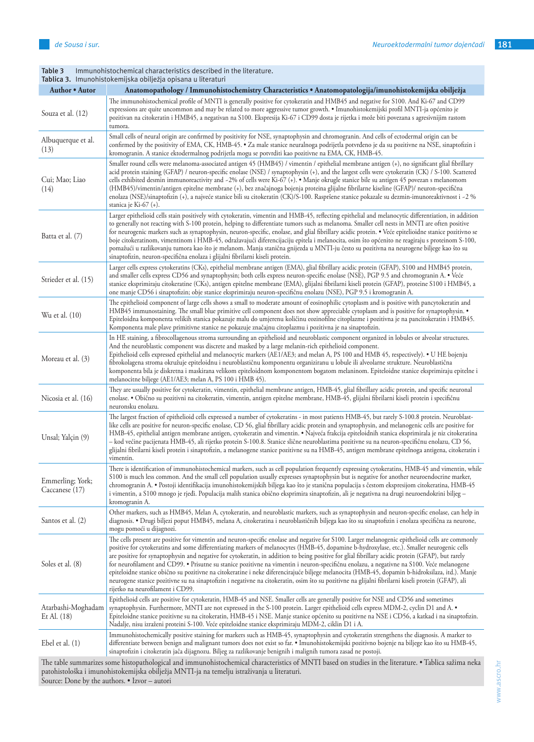**Table 3** Immunohistochemical characteristics described in the literature.
**Tablica 3.** Imunohistokemijska obilježja opisana u literaturi

| Author • Autor | Anatomopathology / Immunohistochemistry Characteristics • Anatomopatologija/imunohistokemijska obilježja |
|---|---|
| Souza et al. (12) | The immunohistochemical profile of MNTI is generally positive for cytokeratin and HMB45 and negative for S100. And Ki-67 and CD99 expressions are quite uncommon and may be related to more aggressive tumor growth. • Imunohistokemijski profil MNTI-ja općenito je pozitivan na citokeratin i HMB45, a negativan na S100. Ekspresija Ki-67 i CD99 dosta je rijetka i može biti povezana s agresivnijim rastom tumora. |
| Albuquerque et al. (13) | Small cells of neural origin are confirmed by positivity for NSE, synaptophysin and chromogranin. And cells of ectodermal origin can be confirmed by the positivity of EMA, CK, HMB-45. • Za male stanice neuralnoga podrijetla potvrđeno je da su pozitivne na NSE, sinaptofizin i kromogranin. A stanice ektodermalnog podrijetla mogu se potvrditi kao pozitivne na EMA, CK, HMB-45. |
| Cui; Mao; Liao (14) | Smaller round cells were melanoma-associated antigen 45 (HMB45) / vimentin / epithelial membrane antigen (+), no significant glial fibrillary acid protein staining (GFAP) / neuron-specific enolase (NSE) / synaptophysin (+), and the largest cells were cytokeratin (CK) / S-100. Scattered cells exhibited desmin immunoreactivity and ~2% of cells were Ki-67 (+). • Manje okrugle stanice bile su antigen 45 povezan s melanomom (HMB45)/vimentin/antigen epitelne membrane (+), bez značajnoga bojenja proteina glijalne fibrilarne kiseline (GFAP)/ neuron-specifična enolaza (NSE)/sinaptofizin (+), a najveće stanice bili su citokeratin (CK)/S-100. Raspršene stanice pokazale su dezmin-imunoreaktivnost i ~2 % stanica je Ki-67 (+). |
| Batta et al. (7) | Larger epithelioid cells stain positively with cytokeratin, vimentin and HMB-45, reflecting epithelial and melanocytic differentiation, in addition to generally not reacting with S-100 protein, helping to differentiate tumors such as melanoma. Smaller cell nests in MNTI are often positive for neurogenic markers such as synaptophysin, neuron-specific, enolase, and glial fibrillary acidic protein. • Veće epitelioidne stanice pozitivno se boje citokeratinom, vimentinom i HMB-45, odražavajući diferencijaciju epitela i melanocita, osim što općenito ne reagiraju s proteinom S-100, pomažući u razlikovanju tumora kao što je melanom. Manja stanična gnijezda u MNTI-ju često su pozitivna na neurogene biljege kao što su sinaptofizin, neuron-specifična enolaza i glijalni fibrilarni kiseli protein. |
| Strieder et al. (15) | Larger cells express cytokeratins (CKs), epithelial membrane antigen (EMA), glial fibrillary acidic protein (GFAP), S100 and HMB45 protein, and smaller cells express CD56 and synaptophysin; both cells express neuron-specific enolase (NSE), PGP 9.5 and chromogranin A. • Veće stanice eksprimiraju citokeratine (CKs), antigen epitelne membrane (EMA), glijalni fibrilarni kiseli protein (GFAP), proteine S100 i HMB45, a one manje CD56 i sinaptofizin; obje stanice eksprimiraju neuron-specifičnu enolazu (NSE), PGP 9.5 i kromogranin A. |
| Wu et al. (10) | The epithelioid component of large cells shows a small to moderate amount of eosinophilic cytoplasm and is positive with pancytokeratin and HMB45 immunostaining. The small blue primitive cell component does not show appreciable cytoplasm and is positive for synaptophysin. • Epiteloidna komponenta velikih stanica pokazuje malu do umjerenu količinu eozinofilne citoplazme i pozitivna je na pancitokeratin i HMB45. Komponenta male plave primitivne stanice ne pokazuje značajnu citoplazmu i pozitivna je na sinaptofizin. |
| Moreau et al. (3) | In HE staining, a fibrocollagenous stroma surrounding an epithelioid and neuroblastic component organized in lobules or alveolar structures. And the neuroblastic component was discrete and masked by a large melanin-rich epithelioid component.<br>Epithelioid cells expressed epithelial and melanocytic markers (AE1/AE3; and melan A, PS 100 and HMB 45, respectively). • U HE bojenju fibrokolagena stroma okružuje epiteloidnu i neuroblastičnu komponentu organiziranu u lobule ili alveolarne strukture. Neuroblastična komponenta bila je diskretna i maskirana velikom epiteloidnom komponentom bogatom melaninom. Epiteloidne stanice eksprimiraju epitelne i melanocitne biljege (AE1/AE3; melan A, PS 100 i HMB 45). |
| Nicosia et al. (16) | They are usually positive for cytokeratin, vimentin, epithelial membrane antigen, HMB-45, glial fibrillary acidic protein, and specific neuronal enolase. • Obično su pozitivni na citokeratin, vimentin, antigen epitelne membrane, HMB-45, glijalni fibrilarni kiseli protein i specifičnu neuronsku enolazu. |
| Unsal; Yalçin (9) | The largest fraction of epithelioid cells expressed a number of cytokeratins - in most patients HMB-45, but rarely S-100.8 protein. Neuroblast-like cells are positive for neuron-specific enolase, CD 56, glial fibrillary acidic protein and synaptophysin, and melanogenic cells are positive for HMB-45, epithelial antigen membrane antigen, cytokeratin and vimentin. • Najveća frakcija epiteloidnih stanica eksprimirala je niz citokeratina – kod većine pacijenata HMB-45, ali rijetko protein S-100.8. Stanice slične neuroblastima pozitivne su na neuron-specifičnu enolazu, CD 56, glijalni fibrilarni kiseli protein i sinaptofizin, a melanogene stanice pozitivne su na HMB-45, antigen membrane epitelnoga antigena, citokeratin i vimentin. |
| Emmerling; York; Caccanese (17) | There is identification of immunohistochemical markers, such as cell population frequently expressing cytokeratins, HMB-45 and vimentin, while S100 is much less common. And the small cell population usually expresses synaptophysin but is negative for another neuroendocrine marker, chromogranin A. • Postoji identifikacija imunohistokemijskih biljega kao što je stanična populacija s čestom ekspresijom citokeratina, HMB-45 i vimentin, a S100 mnogo je rjeđi. Populacija malih stanica obično eksprimira sinaptofizin, ali je negativna na drugi neuroendokrini biljeg – kromogranin A. |
| Santos et al. (2) | Other markers, such as HMB45, Melan A, cytokeratin, and neuroblastic markers, such as synaptophysin and neuron-specific enolase, can help in diagnosis. • Drugi biljezi poput HMB45, melana A, citokeratina i neuroblastičnih biljega kao što su sinaptofizin i enolaza specifična za neurone, mogu pomoći u dijagnozi. |
| Soles et al. (8) | The cells present are positive for vimentin and neuron-specific enolase and negative for S100. Larger melanogenic epithelioid cells are commonly positive for cytokeratins and some differentiating markers of melanocytes (HMB-45, dopamine b-hydroxylase, etc.). Smaller neurogenic cells are positive for synaptophysin and negative for cytokeratin, in addition to being positive for glial fibrillary acidic protein (GFAP), but rarely for neurofilament and CD99. • Prisutne su stanice pozitivne na vimentin i neuron-specifičnu enolazu, a negativne na S100. Veće melanogene epiteloidne stanice obično su pozitivne na citokeratine i neke diferencirajuće biljege melanocita (HMB-45, dopamin b-hidroksilaza, itd.). Manje neurogene stanice pozitivne su na sinaptofizin i negativne na citokeratin, osim što su pozitivne na glijalni fibrilarni kiseli protein (GFAP), ali rijetko na neurofilament i CD99. |
| Atarbashi-Moghadam Et Al. (18) | Epithelioid cells are positive for cytokeratin, HMB-45 and NSE. Smaller cells are generally positive for NSE and CD56 and sometimes synaptophysin. Furthermore, MNTI are not expressed in the S-100 protein. Larger epithelioid cells express MDM-2, cyclin D1 and A. • Epiteloidne stanice pozitivne su na citokeratin, HMB-45 i NSE. Manje stanice općenito su pozitivne na NSE i CD56, a katkad i na sinaptofizin. Nadalje, nisu izraženi proteini S-100. Veće epiteloidne stanice eksprimiraju MDM-2, ciklin D1 i A. |
| Ebel et al. (1) | Immunohistochemically positive staining for markers such as HMB-45, synaptophysin and cytokeratin strengthens the diagnosis. A marker to differentiate between benign and malignant tumors does not exist so far. • Imunohistokemijski pozitivno bojenje na biljege kao što su HMB-45, sinaptofizin i citokeratin jača dijagnozu. Biljeg za razlikovanje benignih i malignih tumora zasad ne postoji. |

The table summarizes some histopathological and immunohistochemical characteristics of MNTI based on studies in the literature. • Tablica sažima neka patohistološka i imunohistokemijska obilježja MNTI-ja na temelju istraživanja u literaturi.
Source: Done by the authors. • Izvor – autori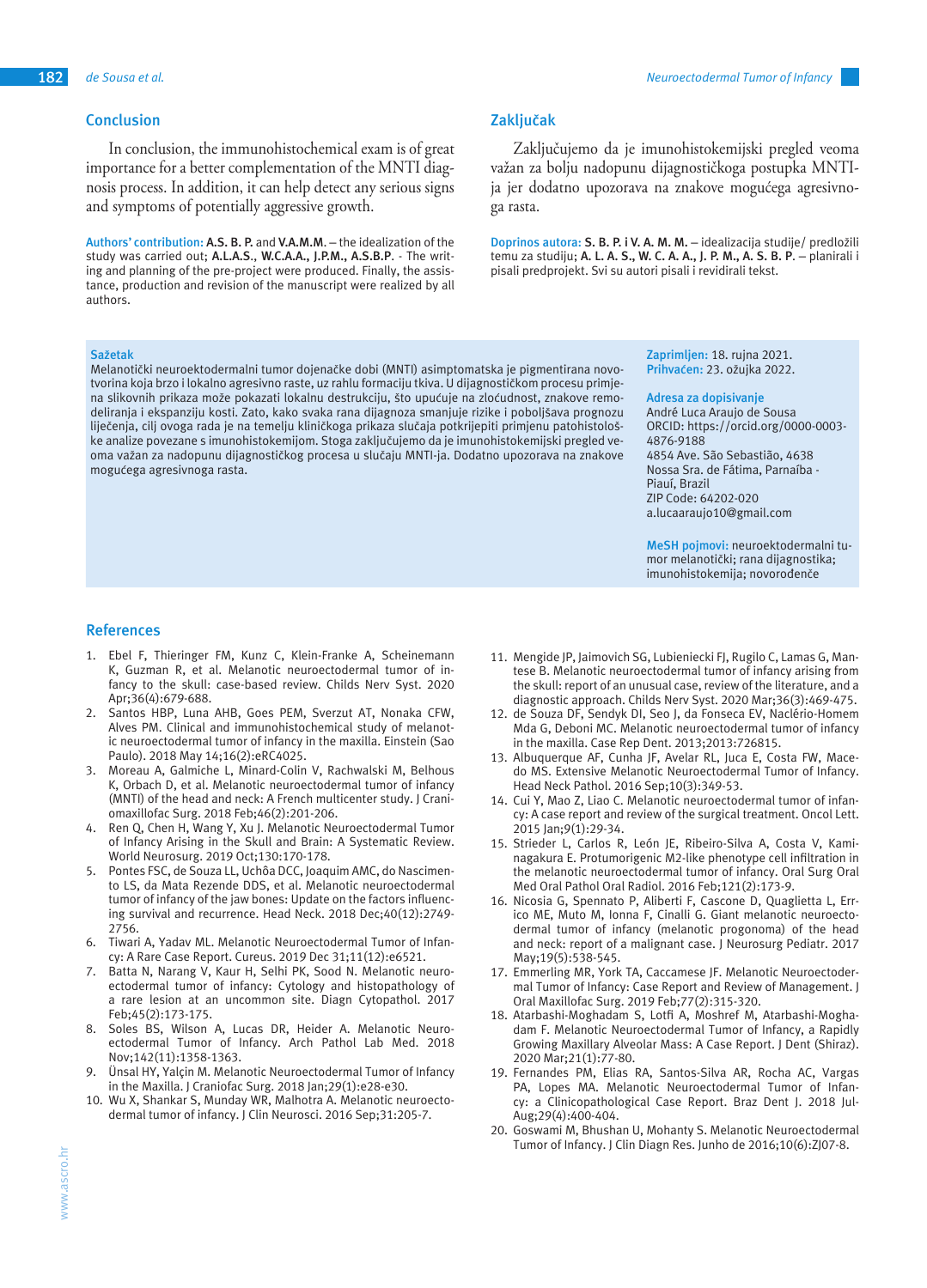## Conclusion

In conclusion, the immunohistochemical exam is of great importance for a better complementation of the MNTI diagnosis process. In addition, it can help detect any serious signs and symptoms of potentially aggressive growth.

**Authors' contribution:** **A.S. B. P.** and **V.A.M.M.** – the idealization of the study was carried out; **A.L.A.S., W.C.A.A., J.P.M., A.S.B.P.** - The writing and planning of the pre-project were produced. Finally, the assistance, production and revision of the manuscript were realized by all authors.

## Zaključak

Zaključujemo da je imunohistokemijski pregled veoma važan za bolju nadopunu dijagnostičkoga postupka MNTI-ja jer dodatno upozorava na znakove mogućega agresivnoga rasta.

**Doprinos autora:** **S. B. P. i V. A. M. M.** – idealizacija studije/ predložili temu za studiju; **A. L. A. S., W. C. A. A., J. P. M., A. S. B. P.** – planirali i pisali predprojekt. Svi su autori pisali i revidirali tekst.

**Sažetak**

Melanotički neuroektodermalni tumor dojenačke dobi (MNTI) asimptomatska je pigmentirana novotvorina koja brzo i lokalno agresivno raste, uz rahlu formaciju tkiva. U dijagnostičkom procesu primjena slikovnih prikaza može pokazati lokalnu destrukciju, što upućuje na zloćudnost, znakove remodeliranja i ekspanziju kosti. Zato, kako svaka rana dijagnoza smanjuje rizike i poboljšava prognozu liječenja, cilj ovoga rada je na temelju kliničkoga prikaza slučaja potkrijepiti primjenu patohistološke analize povezane s imunohistokemijom. Stoga zaključujemo da je imunohistokemijski pregled veoma važan za nadopunu dijagnostičkog procesa u slučaju MNTI-ja. Dodatno upozorava na znakove mogućega agresivnoga rasta.

**Zaprimljen:** 18. rujna 2021.
**Prihvaćen:** 23. ožujka 2022.

**Adresa za dopisivanje**
André Luca Araujo de Sousa
ORCID: https://orcid.org/0000-0003-4876-9188
4854 Ave. São Sebastião, 4638
Nossa Sra. de Fátima, Parnaíba - Piauí, Brazil
ZIP Code: 64202-020
a.lucaaraujo10@gmail.com

**MeSH pojmovi:** neuroektodermalni tumor melanotički; rana dijagnostika; imunohistokemija; novorođenče

## References

1. Ebel F, Thieringer FM, Kunz C, Klein-Franke A, Scheinemann K, Guzman R, et al. Melanotic neuroectodermal tumor of infancy to the skull: case-based review. Childs Nerv Syst. 2020 Apr;36(4):679-688.
2. Santos HBP, Luna AHB, Goes PEM, Sverzut AT, Nonaka CFW, Alves PM. Clinical and immunohistochemical study of melanotic neuroectodermal tumor of infancy in the maxilla. Einstein (Sao Paulo). 2018 May 14;16(2):eRC4025.
3. Moreau A, Galmiche L, Minard-Colin V, Rachwalski M, Belhous K, Orbach D, et al. Melanotic neuroectodermal tumor of infancy (MNTI) of the head and neck: A French multicenter study. J Craniomaxillofac Surg. 2018 Feb;46(2):201-206.
4. Ren Q, Chen H, Wang Y, Xu J. Melanotic Neuroectodermal Tumor of Infancy Arising in the Skull and Brain: A Systematic Review. World Neurosurg. 2019 Oct;130:170-178.
5. Pontes FSC, de Souza LL, Uchôa DCC, Joaquim AMC, do Nascimento LS, da Mata Rezende DDS, et al. Melanotic neuroectodermal tumor of infancy of the jaw bones: Update on the factors influencing survival and recurrence. Head Neck. 2018 Dec;40(12):2749-2756.
6. Tiwari A, Yadav ML. Melanotic Neuroectodermal Tumor of Infancy: A Rare Case Report. Cureus. 2019 Dec 31;11(12):e6521.
7. Batta N, Narang V, Kaur H, Selhi PK, Sood N. Melanotic neuroectodermal tumor of infancy: Cytology and histopathology of a rare lesion at an uncommon site. Diagn Cytopathol. 2017 Feb;45(2):173-175.
8. Soles BS, Wilson A, Lucas DR, Heider A. Melanotic Neuroectodermal Tumor of Infancy. Arch Pathol Lab Med. 2018 Nov;142(11):1358-1363.
9. Ünsal HY, Yalçin M. Melanotic Neuroectodermal Tumor of Infancy in the Maxilla. J Craniofac Surg. 2018 Jan;29(1):e28-e30.
10. Wu X, Shankar S, Munday WR, Malhotra A. Melanotic neuroectodermal tumor of infancy. J Clin Neurosci. 2016 Sep;31:205-7.
11. Mengide JP, Jaimovich SG, Lubieniecki FJ, Rugilo C, Lamas G, Mantese B. Melanotic neuroectodermal tumor of infancy arising from the skull: report of an unusual case, review of the literature, and a diagnostic approach. Childs Nerv Syst. 2020 Mar;36(3):469-475.
12. de Souza DF, Sendyk DI, Seo J, da Fonseca EV, Naclério-Homem Mda G, Deboni MC. Melanotic neuroectodermal tumor of infancy in the maxilla. Case Rep Dent. 2013;2013:726815.
13. Albuquerque AF, Cunha JF, Avelar RL, Juca E, Costa FW, Macedo MS. Extensive Melanotic Neuroectodermal Tumor of Infancy. Head Neck Pathol. 2016 Sep;10(3):349-53.
14. Cui Y, Mao Z, Liao C. Melanotic neuroectodermal tumor of infancy: A case report and review of the surgical treatment. Oncol Lett. 2015 Jan;9(1):29-34.
15. Strieder L, Carlos R, León JE, Ribeiro-Silva A, Costa V, Kaminagakura E. Protumorigenic M2-like phenotype cell infiltration in the melanotic neuroectodermal tumor of infancy. Oral Surg Oral Med Oral Pathol Oral Radiol. 2016 Feb;121(2):173-9.
16. Nicosia G, Spennato P, Aliberti F, Cascone D, Quaglietta L, Errico ME, Muto M, Ionna F, Cinalli G. Giant melanotic neuroectodermal tumor of infancy (melanotic progonoma) of the head and neck: report of a malignant case. J Neurosurg Pediatr. 2017 May;19(5):538-545.
17. Emmerling MR, York TA, Caccamese JF. Melanotic Neuroectodermal Tumor of Infancy: Case Report and Review of Management. J Oral Maxillofac Surg. 2019 Feb;77(2):315-320.
18. Atarbashi-Moghadam S, Lotfi A, Moshref M, Atarbashi-Moghadam F. Melanotic Neuroectodermal Tumor of Infancy, a Rapidly Growing Maxillary Alveolar Mass: A Case Report. J Dent (Shiraz). 2020 Mar;21(1):77-80.
19. Fernandes PM, Elias RA, Santos-Silva AR, Rocha AC, Vargas PA, Lopes MA. Melanotic Neuroectodermal Tumor of Infancy: a Clinicopathological Case Report. Braz Dent J. 2018 Jul-Aug;29(4):400-404.
20. Goswami M, Bhushan U, Mohanty S. Melanotic Neuroectodermal Tumor of Infancy. J Clin Diagn Res. Junho de 2016;10(6):ZJ07-8.